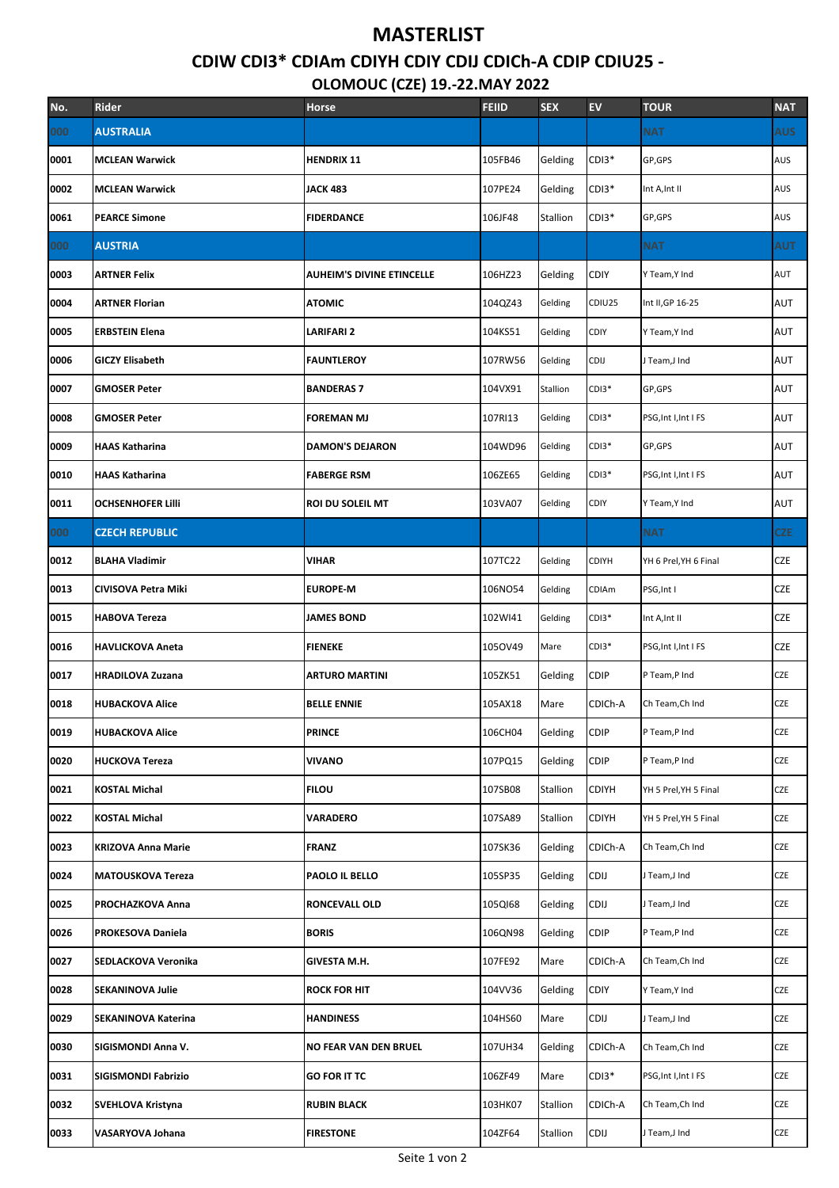# MASTERLIST

## CDIW CDI3* CDIAm CDIYH CDIY CDIJ CDICh-A CDIP CDIU25 -

## OLOMOUC (CZE) 19.-22.MAY 2022

| No. | Rider | Horse | FEIID | SEX | EV | TOUR | NAT |
|---|---|---|---|---|---|---|---|
| 000 | AUSTRALIA | | | | | NAT | AUS |
| 0001 | MCLEAN Warwick | HENDRIX 11 | 105FB46 | Gelding | CDI3* | GP,GPS | AUS |
| 0002 | MCLEAN Warwick | JACK 483 | 107PE24 | Gelding | CDI3* | Int A,Int II | AUS |
| 0061 | PEARCE Simone | FIDERDANCE | 106JF48 | Stallion | CDI3* | GP,GPS | AUS |
| 000 | AUSTRIA | | | | | NAT | AUT |
| 0003 | ARTNER Felix | AUHEIM'S DIVINE ETINCELLE | 106HZ23 | Gelding | CDIY | Y Team,Y Ind | AUT |
| 0004 | ARTNER Florian | ATOMIC | 104QZ43 | Gelding | CDIU25 | Int II,GP 16-25 | AUT |
| 0005 | ERBSTEIN Elena | LARIFARI 2 | 104KS51 | Gelding | CDIY | Y Team,Y Ind | AUT |
| 0006 | GICZY Elisabeth | FAUNTLEROY | 107RW56 | Gelding | CDIJ | J Team,J Ind | AUT |
| 0007 | GMOSER Peter | BANDERAS 7 | 104VX91 | Stallion | CDI3* | GP,GPS | AUT |
| 0008 | GMOSER Peter | FOREMAN MJ | 107RI13 | Gelding | CDI3* | PSG,Int I,Int I FS | AUT |
| 0009 | HAAS Katharina | DAMON'S DEJARON | 104WD96 | Gelding | CDI3* | GP,GPS | AUT |
| 0010 | HAAS Katharina | FABERGE RSM | 106ZE65 | Gelding | CDI3* | PSG,Int I,Int I FS | AUT |
| 0011 | OCHSENHOFER Lilli | ROI DU SOLEIL MT | 103VA07 | Gelding | CDIY | Y Team,Y Ind | AUT |
| 000 | CZECH REPUBLIC | | | | | NAT | CZE |
| 0012 | BLAHA Vladimir | VIHAR | 107TC22 | Gelding | CDIYH | YH 6 Prel,YH 6 Final | CZE |
| 0013 | CIVISOVA Petra Miki | EUROPE-M | 106NO54 | Gelding | CDIAm | PSG,Int I | CZE |
| 0015 | HABOVA Tereza | JAMES BOND | 102WI41 | Gelding | CDI3* | Int A,Int II | CZE |
| 0016 | HAVLICKOVA Aneta | FIENEKE | 105OV49 | Mare | CDI3* | PSG,Int I,Int I FS | CZE |
| 0017 | HRADILOVA Zuzana | ARTURO MARTINI | 105ZK51 | Gelding | CDIP | P Team,P Ind | CZE |
| 0018 | HUBACKOVA Alice | BELLE ENNIE | 105AX18 | Mare | CDICh-A | Ch Team,Ch Ind | CZE |
| 0019 | HUBACKOVA Alice | PRINCE | 106CH04 | Gelding | CDIP | P Team,P Ind | CZE |
| 0020 | HUCKOVA Tereza | VIVANO | 107PQ15 | Gelding | CDIP | P Team,P Ind | CZE |
| 0021 | KOSTAL Michal | FILOU | 107SB08 | Stallion | CDIYH | YH 5 Prel,YH 5 Final | CZE |
| 0022 | KOSTAL Michal | VARADERO | 107SA89 | Stallion | CDIYH | YH 5 Prel,YH 5 Final | CZE |
| 0023 | KRIZOVA Anna Marie | FRANZ | 107SK36 | Gelding | CDICh-A | Ch Team,Ch Ind | CZE |
| 0024 | MATOUSKOVA Tereza | PAOLO IL BELLO | 105SP35 | Gelding | CDIJ | J Team,J Ind | CZE |
| 0025 | PROCHAZKOVA Anna | RONCEVALL OLD | 105QI68 | Gelding | CDIJ | J Team,J Ind | CZE |
| 0026 | PROKESOVA Daniela | BORIS | 106QN98 | Gelding | CDIP | P Team,P Ind | CZE |
| 0027 | SEDLACKOVA Veronika | GIVESTA M.H. | 107FE92 | Mare | CDICh-A | Ch Team,Ch Ind | CZE |
| 0028 | SEKANINOVA Julie | ROCK FOR HIT | 104VV36 | Gelding | CDIY | Y Team,Y Ind | CZE |
| 0029 | SEKANINOVA Katerina | HANDINESS | 104HS60 | Mare | CDIJ | J Team,J Ind | CZE |
| 0030 | SIGISMONDI Anna V. | NO FEAR VAN DEN BRUEL | 107UH34 | Gelding | CDICh-A | Ch Team,Ch Ind | CZE |
| 0031 | SIGISMONDI Fabrizio | GO FOR IT TC | 106ZF49 | Mare | CDI3* | PSG,Int I,Int I FS | CZE |
| 0032 | SVEHLOVA Kristyna | RUBIN BLACK | 103HK07 | Stallion | CDICh-A | Ch Team,Ch Ind | CZE |
| 0033 | VASARYOVA Johana | FIRESTONE | 104ZF64 | Stallion | CDIJ | J Team,J Ind | CZE |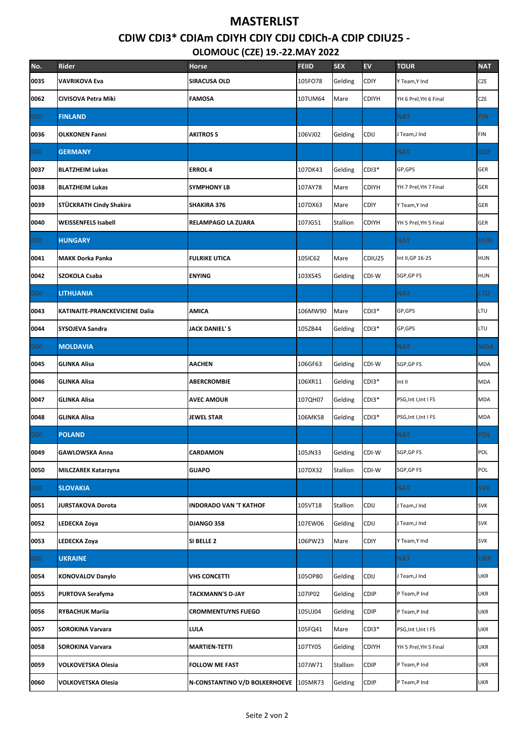# MASTERLIST

## CDIW CDI3* CDIAm CDIYH CDIY CDIJ CDICh-A CDIP CDIU25 -

### OLOMOUC (CZE) 19.-22.MAY 2022

| No. | Rider | Horse | FEIID | SEX | EV | TOUR | NAT |
|---|---|---|---|---|---|---|---|
| 0035 | VAVRIKOVA Eva | SIRACUSA OLD | 105FO78 | Gelding | CDIY | Y Team,Y Ind | CZE |
| 0062 | CIVISOVA Petra Miki | FAMOSA | 107UM64 | Mare | CDIYH | YH 6 Prel,YH 6 Final | CZE |
| 000 | FINLAND | | | | | NAT | FIN |
| 0036 | OLKKONEN Fanni | AKITROS S | 106VJ02 | Gelding | CDIJ | J Team,J Ind | FIN |
| 000 | GERMANY | | | | | NAT | GER |
| 0037 | BLATZHEIM Lukas | ERROL 4 | 107DK43 | Gelding | CDI3* | GP,GPS | GER |
| 0038 | BLATZHEIM Lukas | SYMPHONY LB | 107AY78 | Mare | CDIYH | YH 7 Prel,YH 7 Final | GER |
| 0039 | STÜCKRATH Cindy Shakira | SHAKIRA 376 | 107DX63 | Mare | CDIY | Y Team,Y Ind | GER |
| 0040 | WEISSENFELS Isabell | RELAMPAGO LA ZUARA | 107JG51 | Stallion | CDIYH | YH 5 Prel,YH 5 Final | GER |
| 000 | HUNGARY | | | | | NAT | HUN |
| 0041 | MAKK Dorka Panka | FULRIKE UTICA | 105IC62 | Mare | CDIU25 | Int II,GP 16-25 | HUN |
| 0042 | SZOKOLA Csaba | ENYING | 103XS45 | Gelding | CDI-W | SGP,GP FS | HUN |
| 000 | LITHUANIA | | | | | NAT | LTU |
| 0043 | KATINAITE-PRANCKEVICIENE Dalia | AMICA | 106MW90 | Mare | CDI3* | GP,GPS | LTU |
| 0044 | SYSOJEVA Sandra | JACK DANIEL' S | 105ZB44 | Gelding | CDI3* | GP,GPS | LTU |
| 000 | MOLDAVIA | | | | | NAT | MDA |
| 0045 | GLINKA Alisa | AACHEN | 106GF63 | Gelding | CDI-W | SGP,GP FS | MDA |
| 0046 | GLINKA Alisa | ABERCROMBIE | 106XR11 | Gelding | CDI3* | Int II | MDA |
| 0047 | GLINKA Alisa | AVEC AMOUR | 107QH07 | Gelding | CDI3* | PSG,Int I,Int I FS | MDA |
| 0048 | GLINKA Alisa | JEWEL STAR | 106MK58 | Gelding | CDI3* | PSG,Int I,Int I FS | MDA |
| 000 | POLAND | | | | | NAT | POL |
| 0049 | GAWLOWSKA Anna | CARDAMON | 105JN33 | Gelding | CDI-W | SGP,GP FS | POL |
| 0050 | MILCZAREK Katarzyna | GUAPO | 107DX32 | Stallion | CDI-W | SGP,GP FS | POL |
| 000 | SLOVAKIA | | | | | NAT | SVK |
| 0051 | JURSTAKOVA Dorota | INDORADO VAN 'T KATHOF | 105VT18 | Stallion | CDIJ | J Team,J Ind | SVK |
| 0052 | LEDECKA Zoya | DJANGO 358 | 107EW06 | Gelding | CDIJ | J Team,J Ind | SVK |
| 0053 | LEDECKA Zoya | SI BELLE 2 | 106PW23 | Mare | CDIY | Y Team,Y Ind | SVK |
| 000 | UKRAINE | | | | | NAT | UKR |
| 0054 | KONOVALOV Danylo | VHS CONCETTI | 105OP80 | Gelding | CDIJ | J Team,J Ind | UKR |
| 0055 | PURTOVA Serafyma | TACKMANN'S D-JAY | 107IP02 | Gelding | CDIP | P Team,P Ind | UKR |
| 0056 | RYBACHUK Mariia | CROMMENTUYNS FUEGO | 105UJ04 | Gelding | CDIP | P Team,P Ind | UKR |
| 0057 | SOROKINA Varvara | LULA | 105FQ41 | Mare | CDI3* | PSG,Int I,Int I FS | UKR |
| 0058 | SOROKINA Varvara | MARTIEN-TETTI | 107TY05 | Gelding | CDIYH | YH 5 Prel,YH 5 Final | UKR |
| 0059 | VOLKOVETSKA Olesia | FOLLOW ME FAST | 107JW71 | Stallion | CDIP | P Team,P Ind | UKR |
| 0060 | VOLKOVETSKA Olesia | N-CONSTANTINO V/D BOLKERHOEVE | 105MR73 | Gelding | CDIP | P Team,P Ind | UKR |